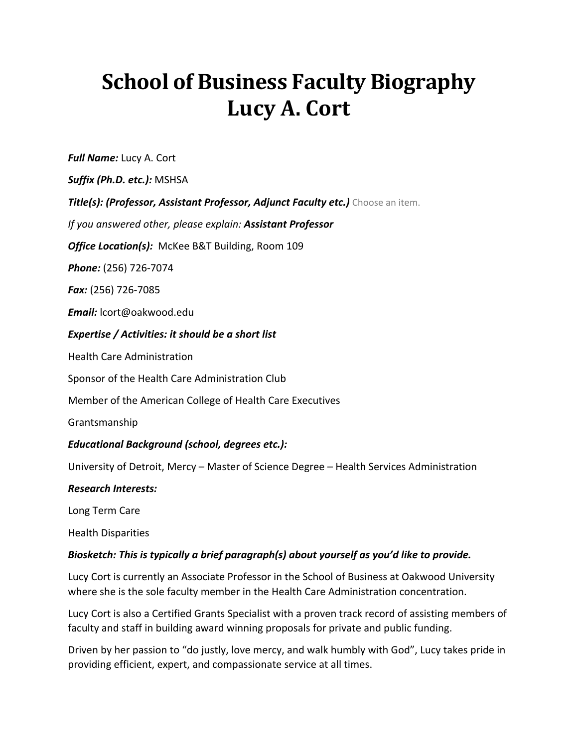# School of Business Faculty Biography
# Lucy A. Cort

***Full Name:*** Lucy A. Cort

***Suffix (Ph.D. etc.):*** MSHSA

***Title(s): (Professor, Assistant Professor, Adjunct Faculty etc.)*** Choose an item.

*If you answered other, please explain:* ***Assistant Professor***

***Office Location(s):*** McKee B&T Building, Room 109

***Phone:*** (256) 726-7074

***Fax:*** (256) 726-7085

***Email:*** lcort@oakwood.edu

***Expertise / Activities: it should be a short list***

Health Care Administration

Sponsor of the Health Care Administration Club

Member of the American College of Health Care Executives

Grantsmanship

***Educational Background (school, degrees etc.):***

University of Detroit, Mercy – Master of Science Degree – Health Services Administration

***Research Interests:***

Long Term Care

Health Disparities

***Biosketch: This is typically a brief paragraph(s) about yourself as you'd like to provide.***

Lucy Cort is currently an Associate Professor in the School of Business at Oakwood University where she is the sole faculty member in the Health Care Administration concentration.

Lucy Cort is also a Certified Grants Specialist with a proven track record of assisting members of faculty and staff in building award winning proposals for private and public funding.

Driven by her passion to "do justly, love mercy, and walk humbly with God", Lucy takes pride in providing efficient, expert, and compassionate service at all times.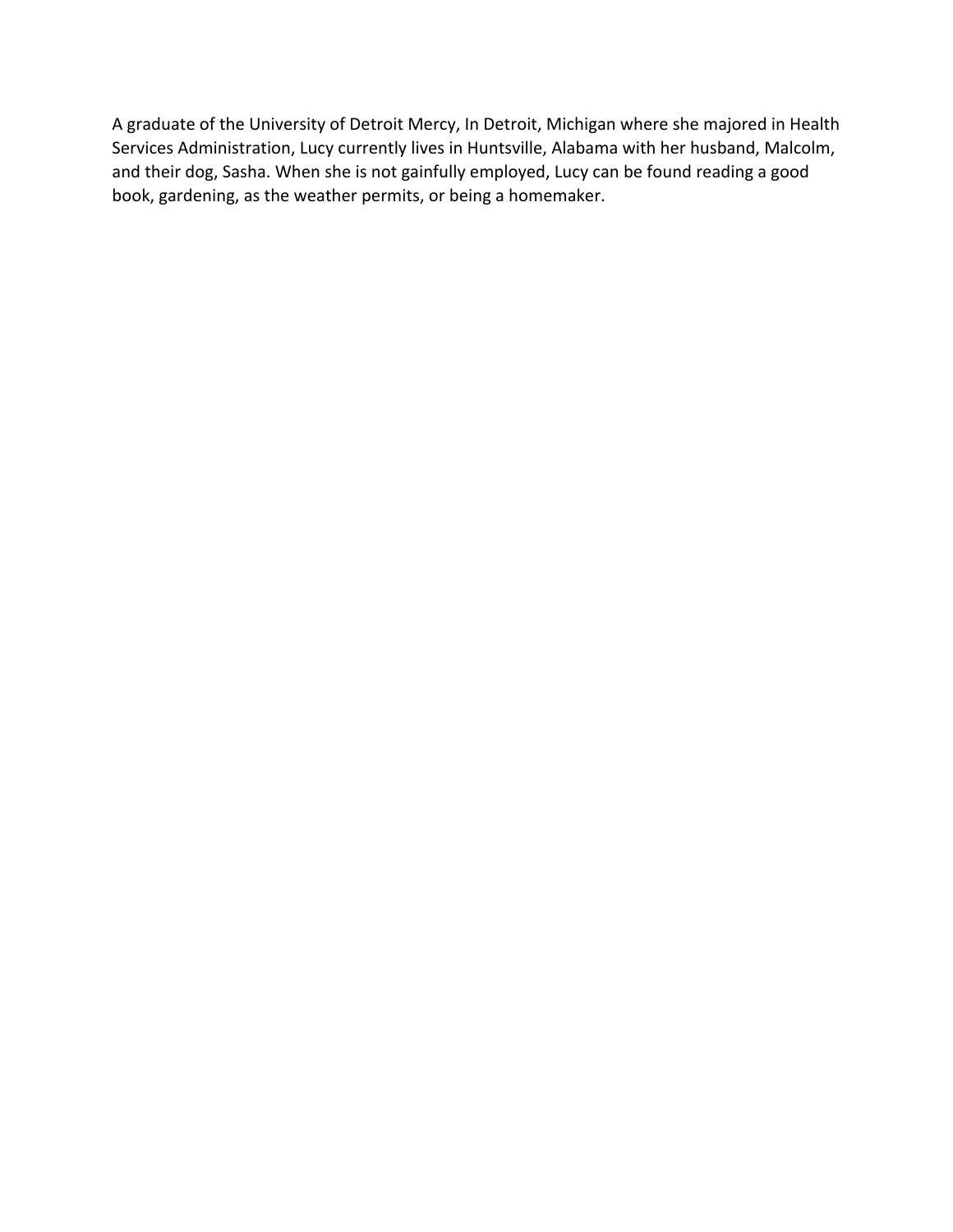A graduate of the University of Detroit Mercy, In Detroit, Michigan where she majored in Health Services Administration, Lucy currently lives in Huntsville, Alabama with her husband, Malcolm, and their dog, Sasha. When she is not gainfully employed, Lucy can be found reading a good book, gardening, as the weather permits, or being a homemaker.